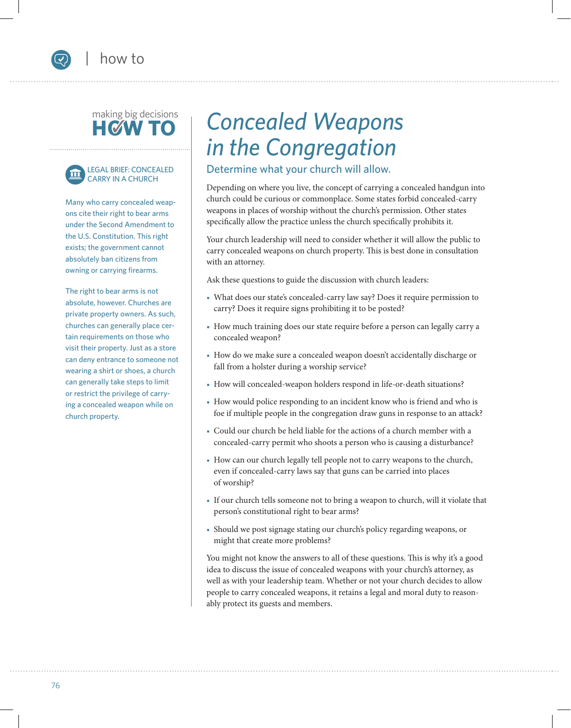making big decisions
**HOW TO**

# Concealed Weapons in the Congregation

## Determine what your church will allow.

Depending on where you live, the concept of carrying a concealed handgun into church could be curious or commonplace. Some states forbid concealed-carry weapons in places of worship without the church's permission. Other states specifically allow the practice unless the church specifically prohibits it.

Your church leadership will need to consider whether it will allow the public to carry concealed weapons on church property. This is best done in consultation with an attorney.

Ask these questions to guide the discussion with church leaders:

- What does our state's concealed-carry law say? Does it require permission to carry? Does it require signs prohibiting it to be posted?
- How much training does our state require before a person can legally carry a concealed weapon?
- How do we make sure a concealed weapon doesn't accidentally discharge or fall from a holster during a worship service?
- How will concealed-weapon holders respond in life-or-death situations?
- How would police responding to an incident know who is friend and who is foe if multiple people in the congregation draw guns in response to an attack?
- Could our church be held liable for the actions of a church member with a concealed-carry permit who shoots a person who is causing a disturbance?
- How can our church legally tell people not to carry weapons to the church, even if concealed-carry laws say that guns can be carried into places of worship?
- If our church tells someone not to bring a weapon to church, will it violate that person's constitutional right to bear arms?
- Should we post signage stating our church's policy regarding weapons, or might that create more problems?

You might not know the answers to all of these questions. This is why it's a good idea to discuss the issue of concealed weapons with your church's attorney, as well as with your leadership team. Whether or not your church decides to allow people to carry concealed weapons, it retains a legal and moral duty to reasonably protect its guests and members.

### LEGAL BRIEF: CONCEALED CARRY IN A CHURCH

Many who carry concealed weapons cite their right to bear arms under the Second Amendment to the U.S. Constitution. This right exists; the government cannot absolutely ban citizens from owning or carrying firearms.

The right to bear arms is not absolute, however. Churches are private property owners. As such, churches can generally place certain requirements on those who visit their property. Just as a store can deny entrance to someone not wearing a shirt or shoes, a church can generally take steps to limit or restrict the privilege of carrying a concealed weapon while on church property.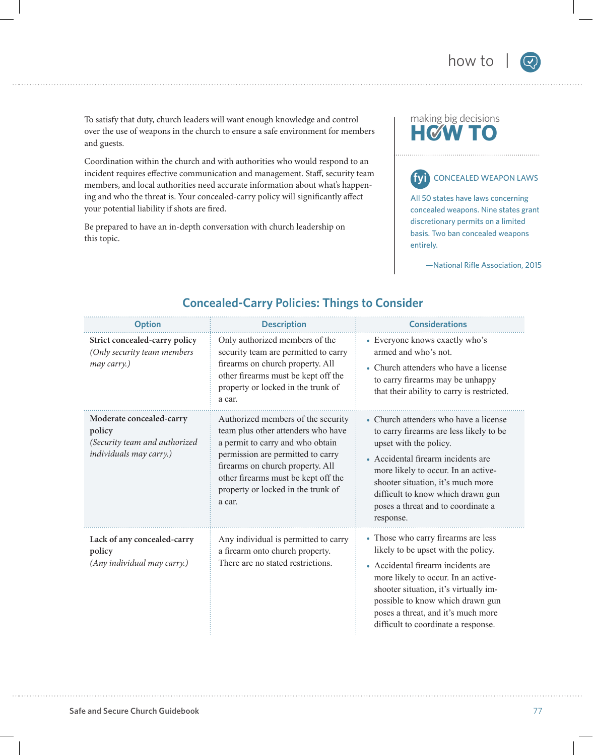To satisfy that duty, church leaders will want enough knowledge and control over the use of weapons in the church to ensure a safe environment for members and guests.

Coordination within the church and with authorities who would respond to an incident requires effective communication and management. Staff, security team members, and local authorities need accurate information about what's happening and who the threat is. Your concealed-carry policy will significantly affect your potential liability if shots are fired.

Be prepared to have an in-depth conversation with church leadership on this topic.

making big decisions
**HOW TO**

**fyi** CONCEALED WEAPON LAWS

All 50 states have laws concerning concealed weapons. Nine states grant discretionary permits on a limited basis. Two ban concealed weapons entirely.

—National Rifle Association, 2015

## Concealed-Carry Policies: Things to Consider

| Option | Description | Considerations |
|---|---|---|
| **Strict concealed-carry policy** *(Only security team members may carry.)* | Only authorized members of the security team are permitted to carry firearms on church property. All other firearms must be kept off the property or locked in the trunk of a car. | • Everyone knows exactly who's armed and who's not. • Church attenders who have a license to carry firearms may be unhappy that their ability to carry is restricted. |
| **Moderate concealed-carry policy** *(Security team and authorized individuals may carry.)* | Authorized members of the security team plus other attenders who have a permit to carry and who obtain permission are permitted to carry firearms on church property. All other firearms must be kept off the property or locked in the trunk of a car. | • Church attenders who have a license to carry firearms are less likely to be upset with the policy. • Accidental firearm incidents are more likely to occur. In an active-shooter situation, it's much more difficult to know which drawn gun poses a threat and to coordinate a response. |
| **Lack of any concealed-carry policy** *(Any individual may carry.)* | Any individual is permitted to carry a firearm onto church property. There are no stated restrictions. | • Those who carry firearms are less likely to be upset with the policy. • Accidental firearm incidents are more likely to occur. In an active-shooter situation, it's virtually impossible to know which drawn gun poses a threat, and it's much more difficult to coordinate a response. |